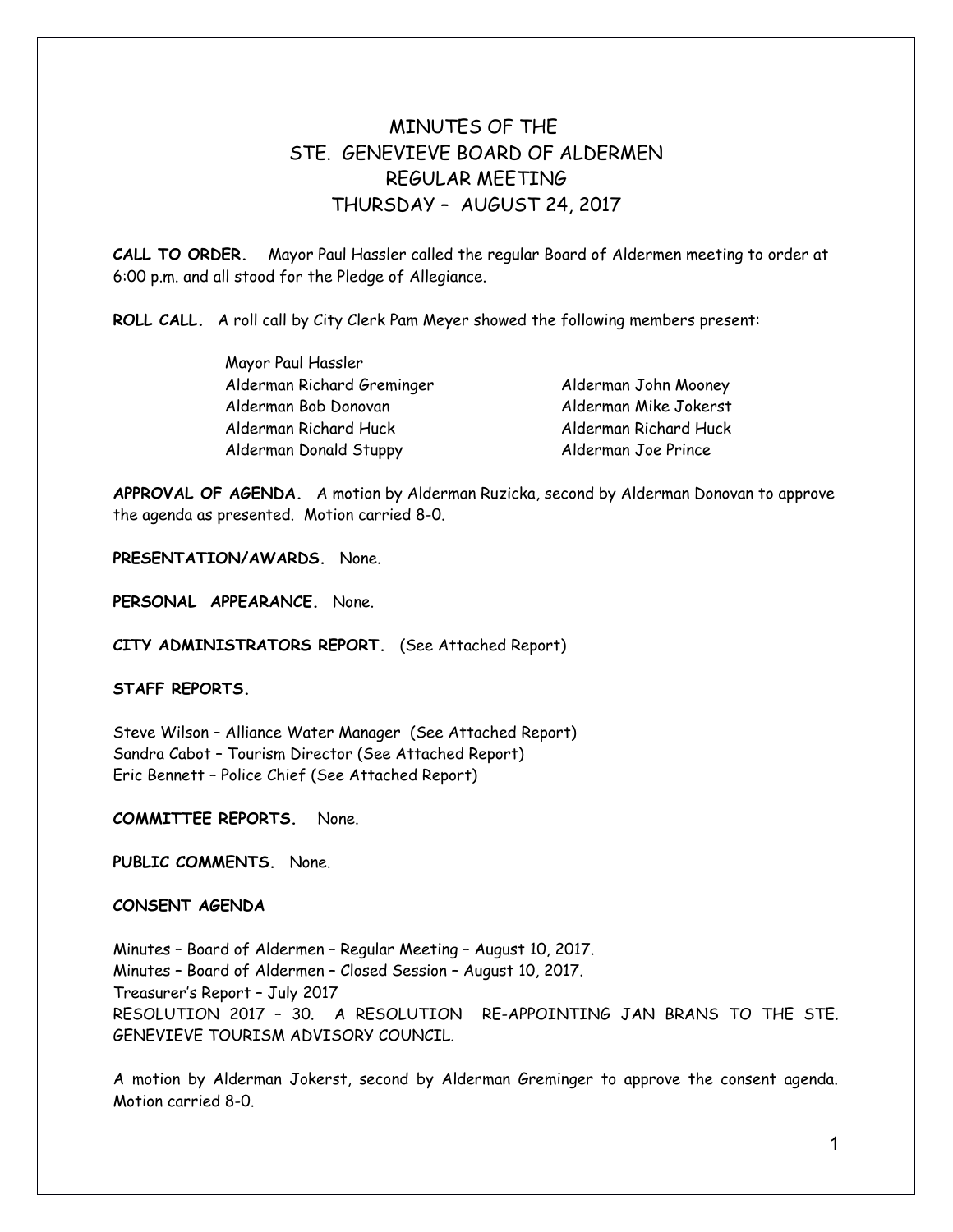# MINUTES OF THE
# STE. GENEVIEVE BOARD OF ALDERMEN
# REGULAR MEETING
# THURSDAY – AUGUST 24, 2017

**CALL TO ORDER.** Mayor Paul Hassler called the regular Board of Aldermen meeting to order at 6:00 p.m. and all stood for the Pledge of Allegiance.

**ROLL CALL.** A roll call by City Clerk Pam Meyer showed the following members present:

Mayor Paul Hassler

| | |
|---|---|
| Alderman Richard Greminger | Alderman John Mooney |
| Alderman Bob Donovan | Alderman Mike Jokerst |
| Alderman Richard Huck | Alderman Richard Huck |
| Alderman Donald Stuppy | Alderman Joe Prince |

**APPROVAL OF AGENDA.** A motion by Alderman Ruzicka, second by Alderman Donovan to approve the agenda as presented. Motion carried 8-0.

**PRESENTATION/AWARDS.** None.

**PERSONAL APPEARANCE.** None.

**CITY ADMINISTRATORS REPORT.** (See Attached Report)

**STAFF REPORTS.**

Steve Wilson – Alliance Water Manager (See Attached Report)
Sandra Cabot – Tourism Director (See Attached Report)
Eric Bennett – Police Chief (See Attached Report)

**COMMITTEE REPORTS.** None.

**PUBLIC COMMENTS.** None.

**CONSENT AGENDA**

Minutes – Board of Aldermen – Regular Meeting – August 10, 2017.
Minutes – Board of Aldermen – Closed Session – August 10, 2017.
Treasurer's Report – July 2017
RESOLUTION 2017 – 30. A RESOLUTION RE-APPOINTING JAN BRANS TO THE STE. GENEVIEVE TOURISM ADVISORY COUNCIL.

A motion by Alderman Jokerst, second by Alderman Greminger to approve the consent agenda. Motion carried 8-0.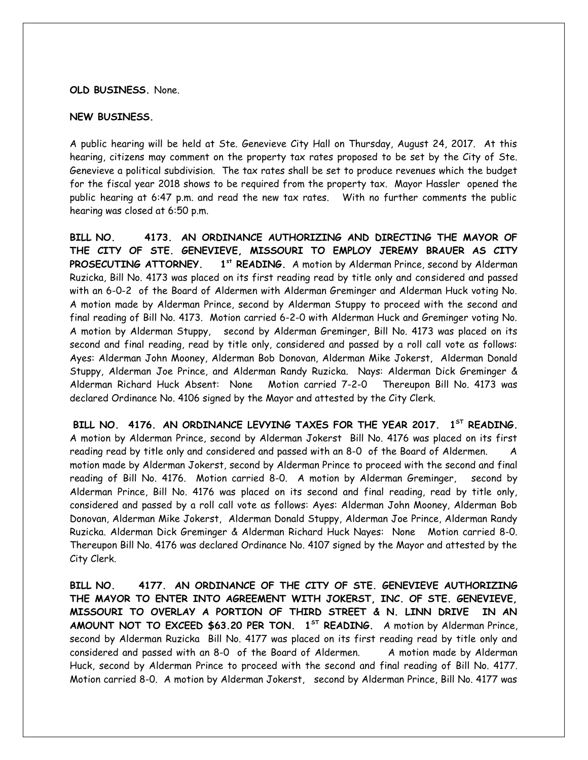**OLD BUSINESS.** None.

**NEW BUSINESS.**

A public hearing will be held at Ste. Genevieve City Hall on Thursday, August 24, 2017. At this hearing, citizens may comment on the property tax rates proposed to be set by the City of Ste. Genevieve a political subdivision. The tax rates shall be set to produce revenues which the budget for the fiscal year 2018 shows to be required from the property tax. Mayor Hassler opened the public hearing at 6:47 p.m. and read the new tax rates. With no further comments the public hearing was closed at 6:50 p.m.

**BILL NO. 4173. AN ORDINANCE AUTHORIZING AND DIRECTING THE MAYOR OF THE CITY OF STE. GENEVIEVE, MISSOURI TO EMPLOY JEREMY BRAUER AS CITY PROSECUTING ATTORNEY. 1st READING.** A motion by Alderman Prince, second by Alderman Ruzicka, Bill No. 4173 was placed on its first reading read by title only and considered and passed with an 6-0-2 of the Board of Aldermen with Alderman Greminger and Alderman Huck voting No. A motion made by Alderman Prince, second by Alderman Stuppy to proceed with the second and final reading of Bill No. 4173. Motion carried 6-2-0 with Alderman Huck and Greminger voting No. A motion by Alderman Stuppy, second by Alderman Greminger, Bill No. 4173 was placed on its second and final reading, read by title only, considered and passed by a roll call vote as follows: Ayes: Alderman John Mooney, Alderman Bob Donovan, Alderman Mike Jokerst, Alderman Donald Stuppy, Alderman Joe Prince, and Alderman Randy Ruzicka. Nays: Alderman Dick Greminger & Alderman Richard Huck Absent: None Motion carried 7-2-0 Thereupon Bill No. 4173 was declared Ordinance No. 4106 signed by the Mayor and attested by the City Clerk.

**BILL NO. 4176. AN ORDINANCE LEVYING TAXES FOR THE YEAR 2017. 1ST READING.** A motion by Alderman Prince, second by Alderman Jokerst Bill No. 4176 was placed on its first reading read by title only and considered and passed with an 8-0 of the Board of Aldermen. A motion made by Alderman Jokerst, second by Alderman Prince to proceed with the second and final reading of Bill No. 4176. Motion carried 8-0. A motion by Alderman Greminger, second by Alderman Prince, Bill No. 4176 was placed on its second and final reading, read by title only, considered and passed by a roll call vote as follows: Ayes: Alderman John Mooney, Alderman Bob Donovan, Alderman Mike Jokerst, Alderman Donald Stuppy, Alderman Joe Prince, Alderman Randy Ruzicka. Alderman Dick Greminger & Alderman Richard Huck Nayes: None Motion carried 8-0. Thereupon Bill No. 4176 was declared Ordinance No. 4107 signed by the Mayor and attested by the City Clerk.

**BILL NO. 4177. AN ORDINANCE OF THE CITY OF STE. GENEVIEVE AUTHORIZING THE MAYOR TO ENTER INTO AGREEMENT WITH JOKERST, INC. OF STE. GENEVIEVE, MISSOURI TO OVERLAY A PORTION OF THIRD STREET & N. LINN DRIVE IN AN AMOUNT NOT TO EXCEED $63.20 PER TON. 1ST READING.** A motion by Alderman Prince, second by Alderman Ruzicka Bill No. 4177 was placed on its first reading read by title only and considered and passed with an 8-0 of the Board of Aldermen. A motion made by Alderman Huck, second by Alderman Prince to proceed with the second and final reading of Bill No. 4177. Motion carried 8-0. A motion by Alderman Jokerst, second by Alderman Prince, Bill No. 4177 was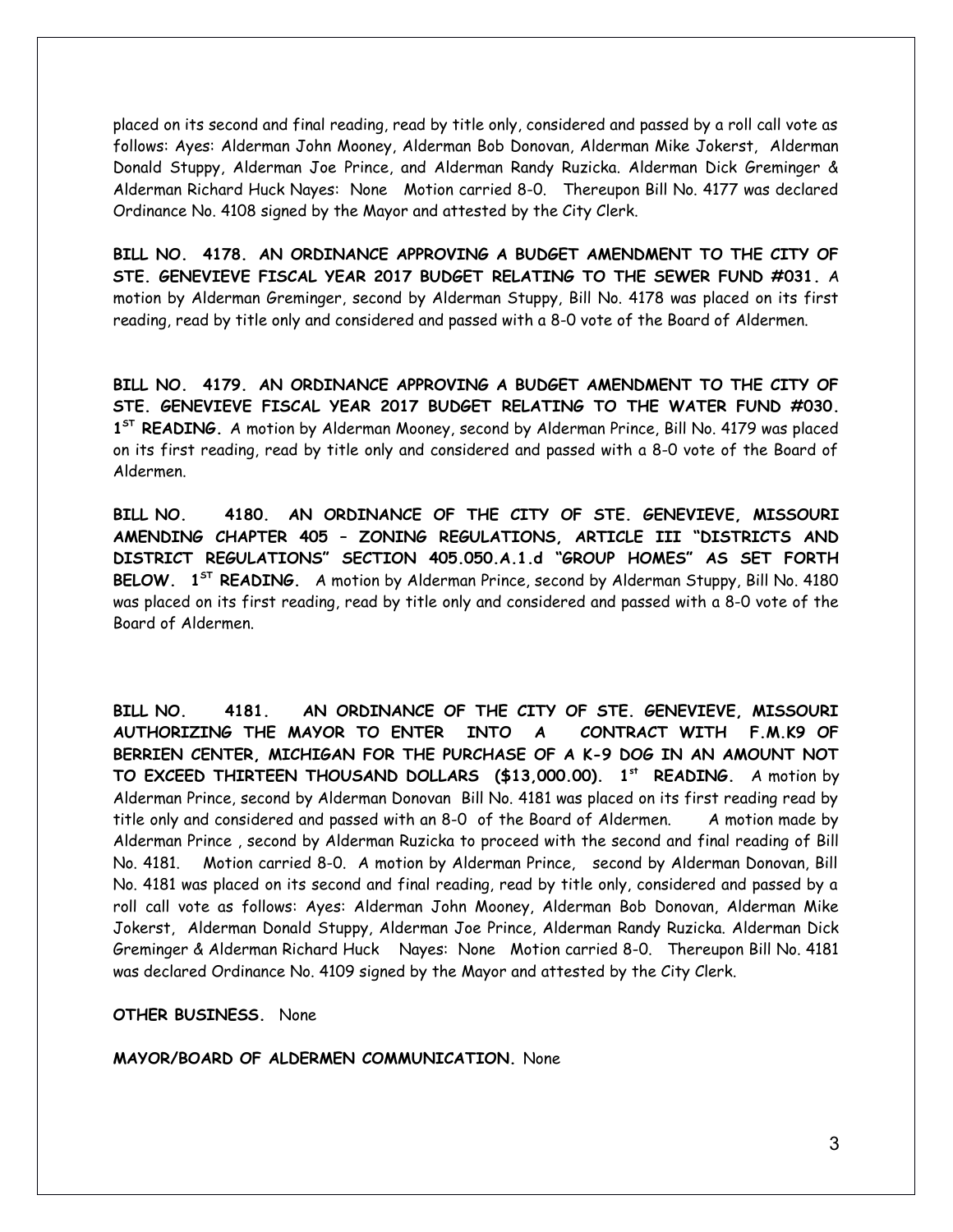placed on its second and final reading, read by title only, considered and passed by a roll call vote as follows: Ayes: Alderman John Mooney, Alderman Bob Donovan, Alderman Mike Jokerst, Alderman Donald Stuppy, Alderman Joe Prince, and Alderman Randy Ruzicka. Alderman Dick Greminger & Alderman Richard Huck Nayes: None Motion carried 8-0. Thereupon Bill No. 4177 was declared Ordinance No. 4108 signed by the Mayor and attested by the City Clerk.

**BILL NO. 4178. AN ORDINANCE APPROVING A BUDGET AMENDMENT TO THE CITY OF STE. GENEVIEVE FISCAL YEAR 2017 BUDGET RELATING TO THE SEWER FUND #031.** A motion by Alderman Greminger, second by Alderman Stuppy, Bill No. 4178 was placed on its first reading, read by title only and considered and passed with a 8-0 vote of the Board of Aldermen.

**BILL NO. 4179. AN ORDINANCE APPROVING A BUDGET AMENDMENT TO THE CITY OF STE. GENEVIEVE FISCAL YEAR 2017 BUDGET RELATING TO THE WATER FUND #030. 1ST READING.** A motion by Alderman Mooney, second by Alderman Prince, Bill No. 4179 was placed on its first reading, read by title only and considered and passed with a 8-0 vote of the Board of Aldermen.

**BILL NO. 4180. AN ORDINANCE OF THE CITY OF STE. GENEVIEVE, MISSOURI AMENDING CHAPTER 405 – ZONING REGULATIONS, ARTICLE III "DISTRICTS AND DISTRICT REGULATIONS" SECTION 405.050.A.1.d "GROUP HOMES" AS SET FORTH BELOW. 1ST READING.** A motion by Alderman Prince, second by Alderman Stuppy, Bill No. 4180 was placed on its first reading, read by title only and considered and passed with a 8-0 vote of the Board of Aldermen.

**BILL NO. 4181. AN ORDINANCE OF THE CITY OF STE. GENEVIEVE, MISSOURI AUTHORIZING THE MAYOR TO ENTER INTO A CONTRACT WITH F.M.K9 OF BERRIEN CENTER, MICHIGAN FOR THE PURCHASE OF A K-9 DOG IN AN AMOUNT NOT TO EXCEED THIRTEEN THOUSAND DOLLARS ($13,000.00). 1st READING.** A motion by Alderman Prince, second by Alderman Donovan Bill No. 4181 was placed on its first reading read by title only and considered and passed with an 8-0 of the Board of Aldermen. A motion made by Alderman Prince , second by Alderman Ruzicka to proceed with the second and final reading of Bill No. 4181. Motion carried 8-0. A motion by Alderman Prince, second by Alderman Donovan, Bill No. 4181 was placed on its second and final reading, read by title only, considered and passed by a roll call vote as follows: Ayes: Alderman John Mooney, Alderman Bob Donovan, Alderman Mike Jokerst, Alderman Donald Stuppy, Alderman Joe Prince, Alderman Randy Ruzicka. Alderman Dick Greminger & Alderman Richard Huck Nayes: None Motion carried 8-0. Thereupon Bill No. 4181 was declared Ordinance No. 4109 signed by the Mayor and attested by the City Clerk.

**OTHER BUSINESS.** None

**MAYOR/BOARD OF ALDERMEN COMMUNICATION.** None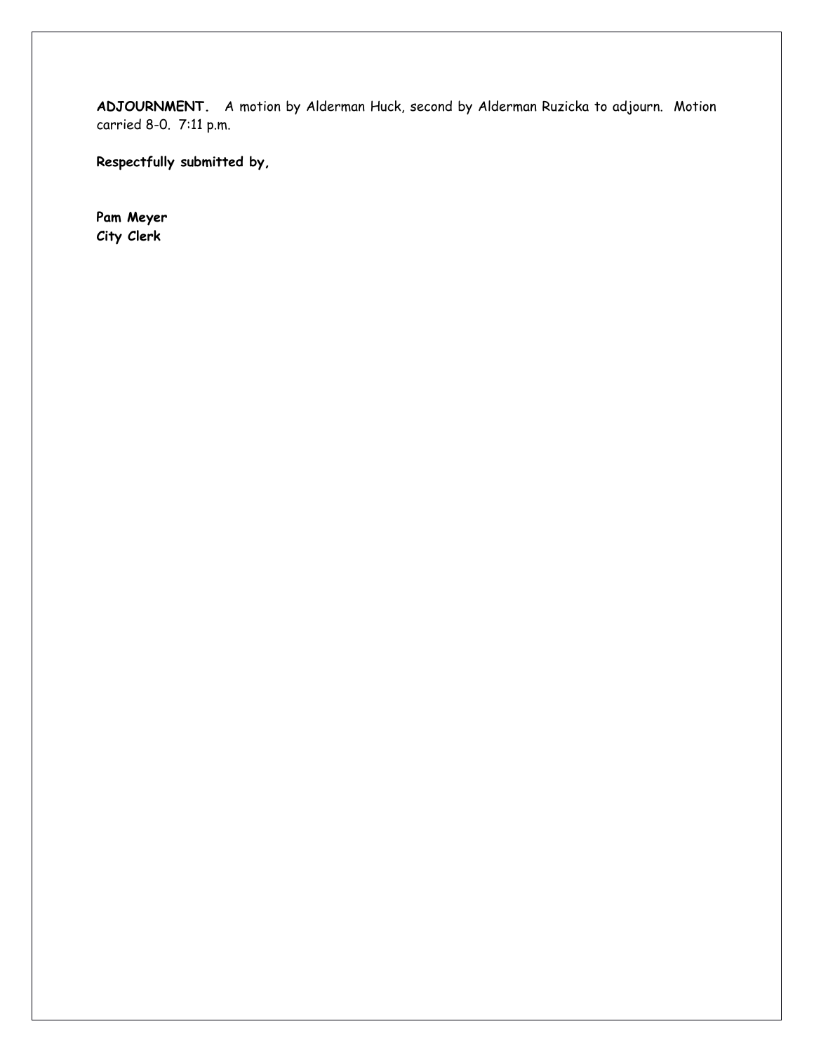**ADJOURNMENT.** A motion by Alderman Huck, second by Alderman Ruzicka to adjourn. Motion carried 8-0. 7:11 p.m.

**Respectfully submitted by,**

**Pam Meyer**
**City Clerk**